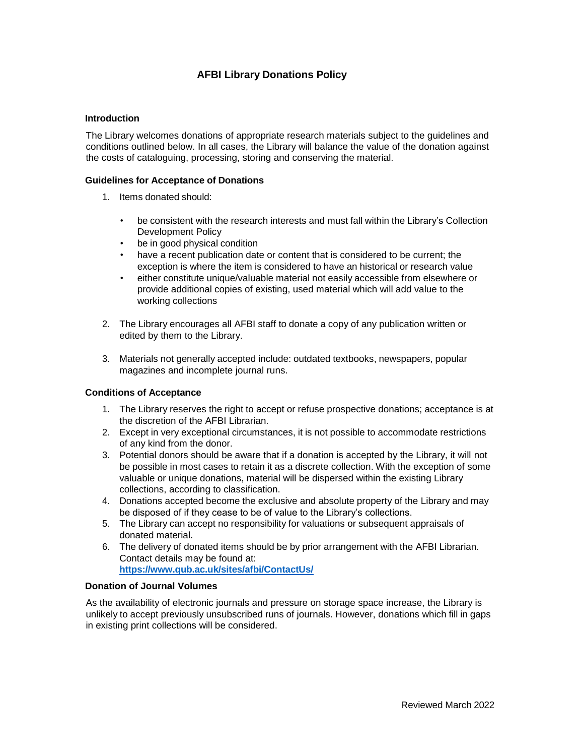# AFBI Library Donations Policy

## Introduction

The Library welcomes donations of appropriate research materials subject to the guidelines and conditions outlined below. In all cases, the Library will balance the value of the donation against the costs of cataloguing, processing, storing and conserving the material.

## Guidelines for Acceptance of Donations

1. Items donated should:

   - be consistent with the research interests and must fall within the Library's Collection Development Policy
   - be in good physical condition
   - have a recent publication date or content that is considered to be current; the exception is where the item is considered to have an historical or research value
   - either constitute unique/valuable material not easily accessible from elsewhere or provide additional copies of existing, used material which will add value to the working collections

2. The Library encourages all AFBI staff to donate a copy of any publication written or edited by them to the Library.

3. Materials not generally accepted include: outdated textbooks, newspapers, popular magazines and incomplete journal runs.

## Conditions of Acceptance

1. The Library reserves the right to accept or refuse prospective donations; acceptance is at the discretion of the AFBI Librarian.
2. Except in very exceptional circumstances, it is not possible to accommodate restrictions of any kind from the donor.
3. Potential donors should be aware that if a donation is accepted by the Library, it will not be possible in most cases to retain it as a discrete collection. With the exception of some valuable or unique donations, material will be dispersed within the existing Library collections, according to classification.
4. Donations accepted become the exclusive and absolute property of the Library and may be disposed of if they cease to be of value to the Library's collections.
5. The Library can accept no responsibility for valuations or subsequent appraisals of donated material.
6. The delivery of donated items should be by prior arrangement with the AFBI Librarian. Contact details may be found at: **https://www.qub.ac.uk/sites/afbi/ContactUs/**

## Donation of Journal Volumes

As the availability of electronic journals and pressure on storage space increase, the Library is unlikely to accept previously unsubscribed runs of journals. However, donations which fill in gaps in existing print collections will be considered.

Reviewed March 2022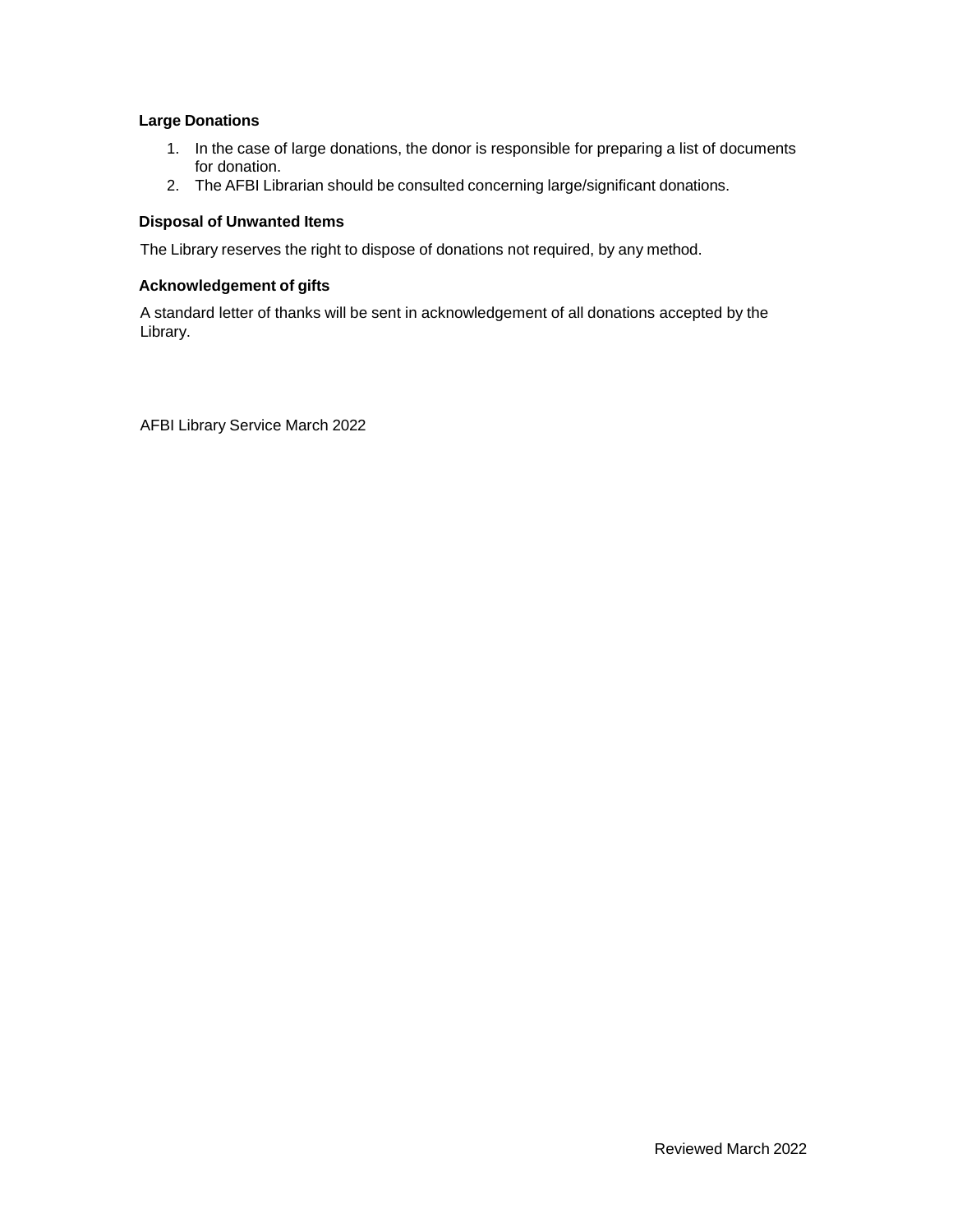**Large Donations**

1. In the case of large donations, the donor is responsible for preparing a list of documents for donation.
2. The AFBI Librarian should be consulted concerning large/significant donations.

**Disposal of Unwanted Items**

The Library reserves the right to dispose of donations not required, by any method.

**Acknowledgement of gifts**

A standard letter of thanks will be sent in acknowledgement of all donations accepted by the Library.

AFBI Library Service March 2022

Reviewed March 2022